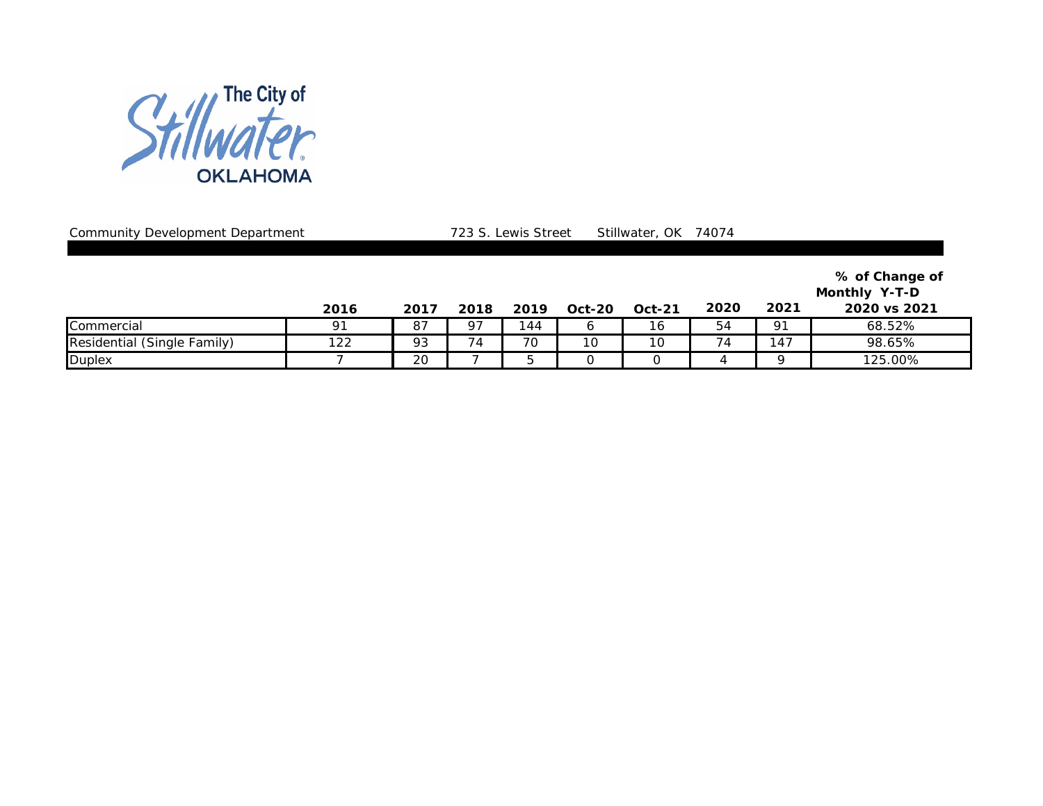The City of Stillwater OKLAHOMA

Community Development Department 723 S. Lewis Street Stillwater, OK 74074

| | 2016 | 2017 | 2018 | 2019 | Oct-20 | Oct-21 | 2020 | 2021 | % of Change of Monthly Y-T-D 2020 vs 2021 |
|---|---|---|---|---|---|---|---|---|---|
| Commercial | 91 | 87 | 97 | 144 | 6 | 16 | 54 | 91 | 68.52% |
| Residential (Single Family) | 122 | 93 | 74 | 70 | 10 | 10 | 74 | 147 | 98.65% |
| Duplex | 7 | 20 | 7 | 5 | 0 | 0 | 4 | 9 | 125.00% |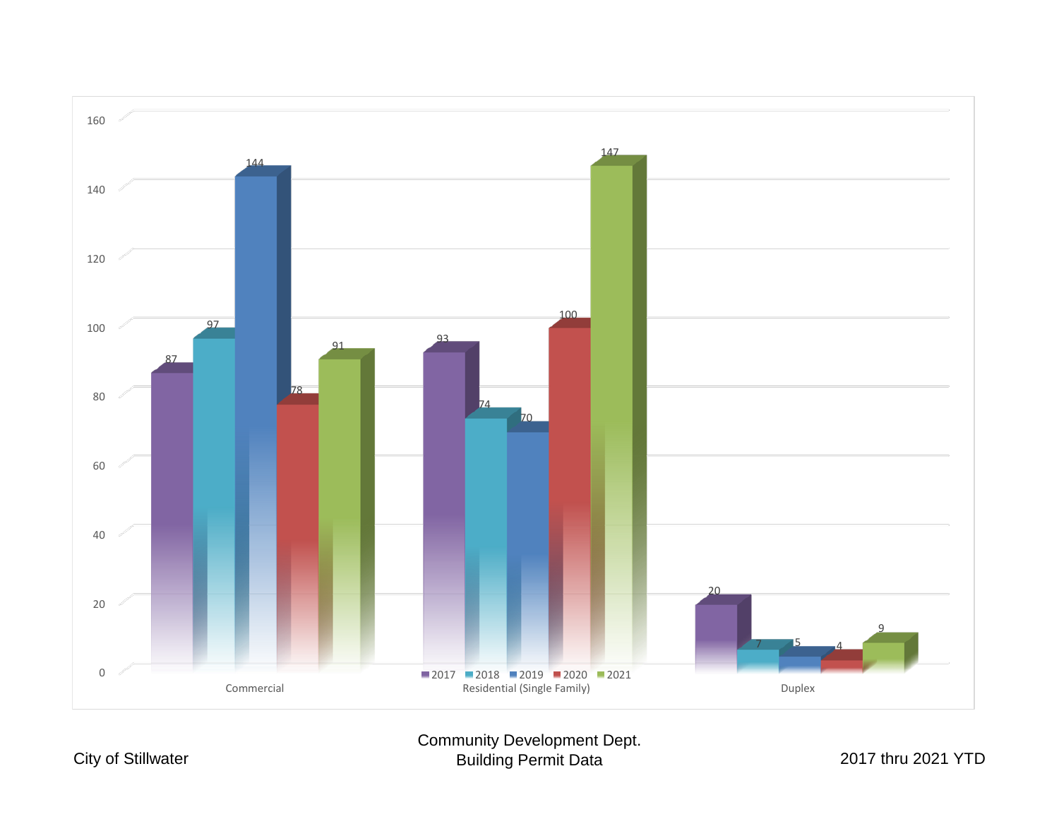| | 2017 | 2018 | 2019 | 2020 | 2021 |
|---|---|---|---|---|---|
| Commercial | 87 | 97 | 144 | 78 | 91 |
| Residential (Single Family) | 93 | 74 | 70 | 100 | 147 |
| Duplex | 20 | 7 | 5 | 4 | 9 |

City of Stillwater

Community Development Dept.
Building Permit Data

2017 thru 2021 YTD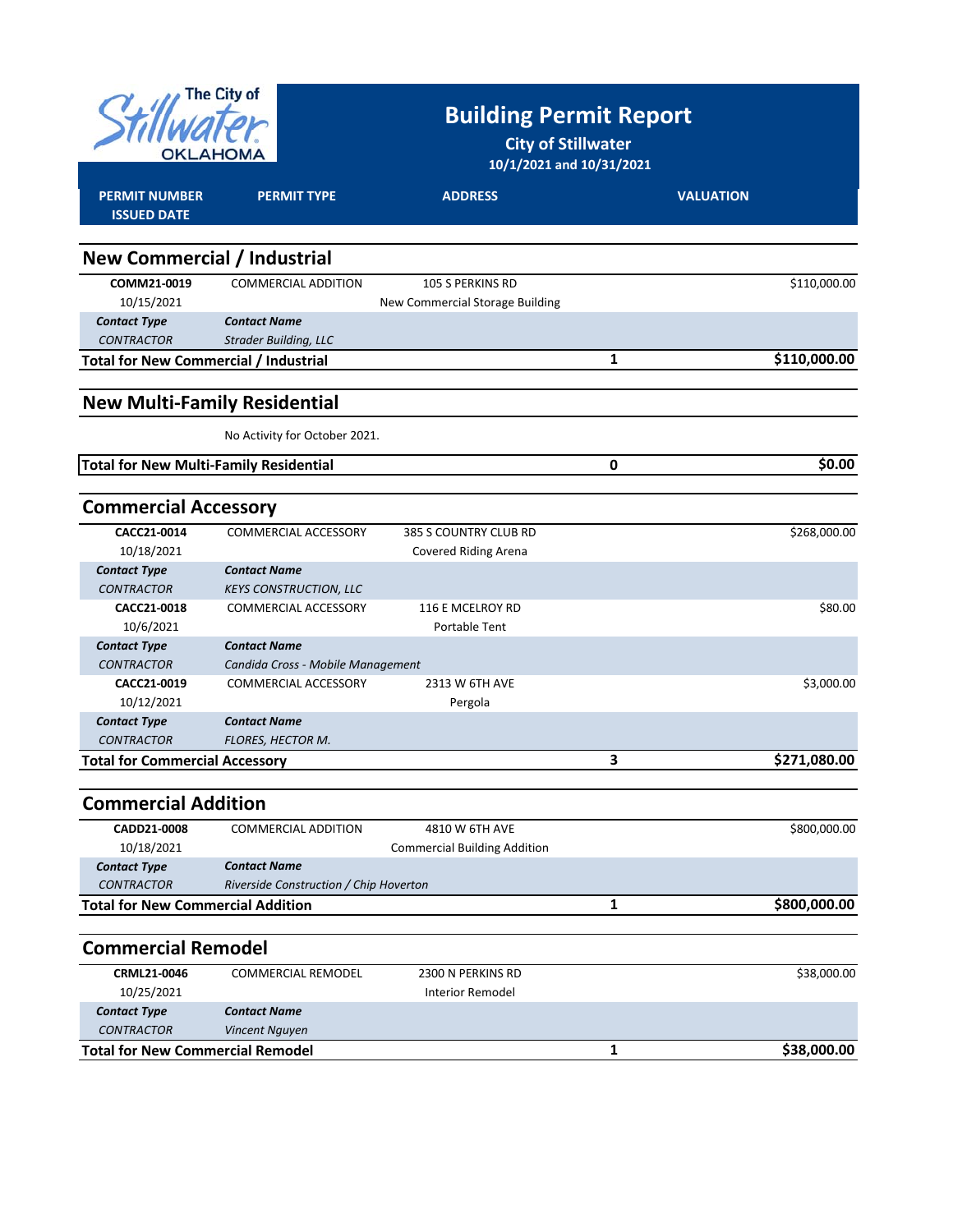# Building Permit Report

**City of Stillwater**

**10/1/2021 and 10/31/2021**

| PERMIT NUMBER ISSUED DATE | PERMIT TYPE | ADDRESS | | VALUATION |
|---|---|---|---|---|

## New Commercial / Industrial

| | | | | |
|---|---|---|---|---|
| **COMM21-0019** | COMMERCIAL ADDITION | 105 S PERKINS RD | | $110,000.00 |
| 10/15/2021 | | New Commercial Storage Building | | |
| ***Contact Type*** | ***Contact Name*** | | | |
| *CONTRACTOR* | *Strader Building, LLC* | | | |
| **Total for New Commercial / Industrial** | | | **1** | **$110,000.00** |

## New Multi-Family Residential

No Activity for October 2021.

| | | | | |
|---|---|---|---|---|
| **Total for New Multi-Family Residential** | | | **0** | **$0.00** |

## Commercial Accessory

| | | | | |
|---|---|---|---|---|
| **CACC21-0014** | COMMERCIAL ACCESSORY | 385 S COUNTRY CLUB RD | | $268,000.00 |
| 10/18/2021 | | Covered Riding Arena | | |
| ***Contact Type*** | ***Contact Name*** | | | |
| *CONTRACTOR* | *KEYS CONSTRUCTION, LLC* | | | |
| **CACC21-0018** | COMMERCIAL ACCESSORY | 116 E MCELROY RD | | $80.00 |
| 10/6/2021 | | Portable Tent | | |
| ***Contact Type*** | ***Contact Name*** | | | |
| *CONTRACTOR* | *Candida Cross - Mobile Management* | | | |
| **CACC21-0019** | COMMERCIAL ACCESSORY | 2313 W 6TH AVE | | $3,000.00 |
| 10/12/2021 | | Pergola | | |
| ***Contact Type*** | ***Contact Name*** | | | |
| *CONTRACTOR* | *FLORES, HECTOR M.* | | | |
| **Total for Commercial Accessory** | | | **3** | **$271,080.00** |

## Commercial Addition

| | | | | |
|---|---|---|---|---|
| **CADD21-0008** | COMMERCIAL ADDITION | 4810 W 6TH AVE | | $800,000.00 |
| 10/18/2021 | | Commercial Building Addition | | |
| ***Contact Type*** | ***Contact Name*** | | | |
| *CONTRACTOR* | *Riverside Construction / Chip Hoverton* | | | |
| **Total for New Commercial Addition** | | | **1** | **$800,000.00** |

## Commercial Remodel

| | | | | |
|---|---|---|---|---|
| **CRML21-0046** | COMMERCIAL REMODEL | 2300 N PERKINS RD | | $38,000.00 |
| 10/25/2021 | | Interior Remodel | | |
| ***Contact Type*** | ***Contact Name*** | | | |
| *CONTRACTOR* | *Vincent Nguyen* | | | |
| **Total for New Commercial Remodel** | | | **1** | **$38,000.00** |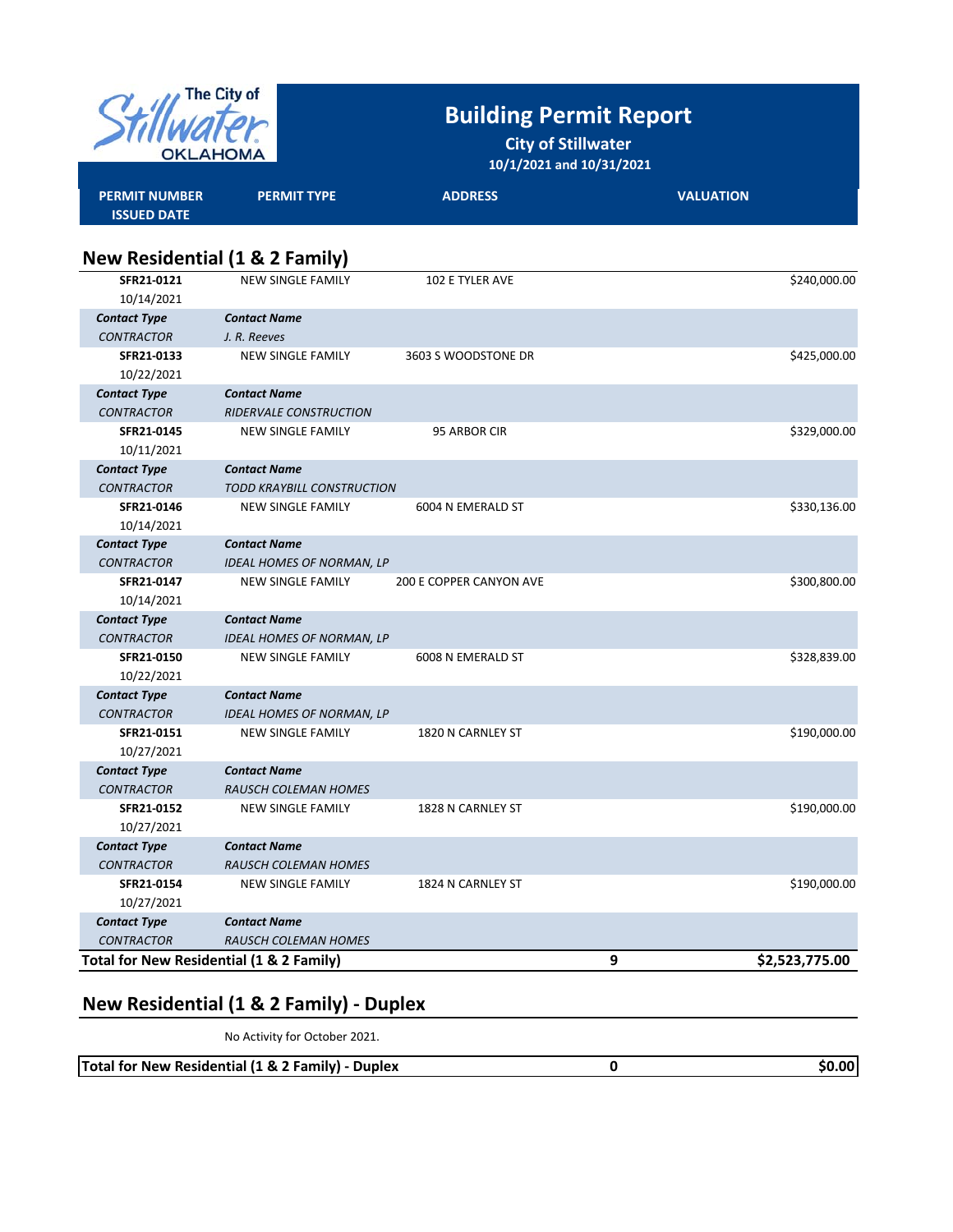# Building Permit Report

**City of Stillwater**

**10/1/2021 and 10/31/2021**

| PERMIT NUMBER / ISSUED DATE | PERMIT TYPE | ADDRESS | | VALUATION |
|---|---|---|---|---|

## New Residential (1 & 2 Family)

| PERMIT NUMBER / ISSUED DATE | PERMIT TYPE | ADDRESS | | VALUATION |
|---|---|---|---|---|
| **SFR21-0121** 10/14/2021 | NEW SINGLE FAMILY | 102 E TYLER AVE | | $240,000.00 |
| ***Contact Type*** | ***Contact Name*** | | | |
| *CONTRACTOR* | *J. R. Reeves* | | | |
| **SFR21-0133** 10/22/2021 | NEW SINGLE FAMILY | 3603 S WOODSTONE DR | | $425,000.00 |
| ***Contact Type*** | ***Contact Name*** | | | |
| *CONTRACTOR* | *RIDERVALE CONSTRUCTION* | | | |
| **SFR21-0145** 10/11/2021 | NEW SINGLE FAMILY | 95 ARBOR CIR | | $329,000.00 |
| ***Contact Type*** | ***Contact Name*** | | | |
| *CONTRACTOR* | *TODD KRAYBILL CONSTRUCTION* | | | |
| **SFR21-0146** 10/14/2021 | NEW SINGLE FAMILY | 6004 N EMERALD ST | | $330,136.00 |
| ***Contact Type*** | ***Contact Name*** | | | |
| *CONTRACTOR* | *IDEAL HOMES OF NORMAN, LP* | | | |
| **SFR21-0147** 10/14/2021 | NEW SINGLE FAMILY | 200 E COPPER CANYON AVE | | $300,800.00 |
| ***Contact Type*** | ***Contact Name*** | | | |
| *CONTRACTOR* | *IDEAL HOMES OF NORMAN, LP* | | | |
| **SFR21-0150** 10/22/2021 | NEW SINGLE FAMILY | 6008 N EMERALD ST | | $328,839.00 |
| ***Contact Type*** | ***Contact Name*** | | | |
| *CONTRACTOR* | *IDEAL HOMES OF NORMAN, LP* | | | |
| **SFR21-0151** 10/27/2021 | NEW SINGLE FAMILY | 1820 N CARNLEY ST | | $190,000.00 |
| ***Contact Type*** | ***Contact Name*** | | | |
| *CONTRACTOR* | *RAUSCH COLEMAN HOMES* | | | |
| **SFR21-0152** 10/27/2021 | NEW SINGLE FAMILY | 1828 N CARNLEY ST | | $190,000.00 |
| ***Contact Type*** | ***Contact Name*** | | | |
| *CONTRACTOR* | *RAUSCH COLEMAN HOMES* | | | |
| **SFR21-0154** 10/27/2021 | NEW SINGLE FAMILY | 1824 N CARNLEY ST | | $190,000.00 |
| ***Contact Type*** | ***Contact Name*** | | | |
| *CONTRACTOR* | *RAUSCH COLEMAN HOMES* | | | |
| **Total for New Residential (1 & 2 Family)** | | | **9** | **$2,523,775.00** |

## New Residential (1 & 2 Family) - Duplex

No Activity for October 2021.

| | | |
|---|---|---|
| **Total for New Residential (1 & 2 Family) - Duplex** | **0** | **$0.00** |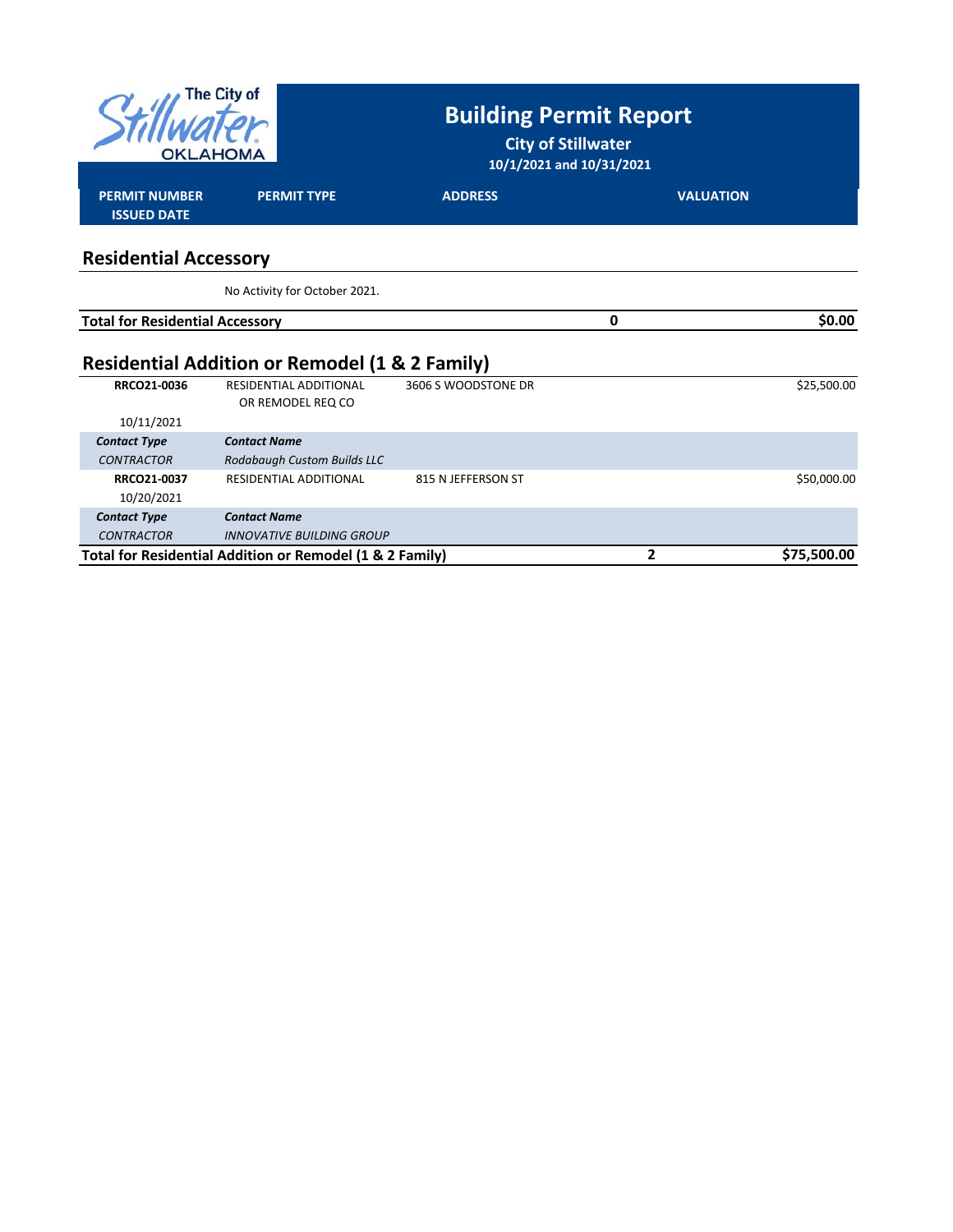# Building Permit Report

**City of Stillwater**

**10/1/2021 and 10/31/2021**

| PERMIT NUMBER ISSUED DATE | PERMIT TYPE | ADDRESS | | VALUATION |
|---|---|---|---|---|

## Residential Accessory

No Activity for October 2021.

| | | |
|---|---|---|
| **Total for Residential Accessory** | **0** | **$0.00** |

## Residential Addition or Remodel (1 & 2 Family)

| PERMIT NUMBER / ISSUED DATE | PERMIT TYPE | ADDRESS | | VALUATION |
|---|---|---|---|---|
| **RRCO21-0036** 10/11/2021 | RESIDENTIAL ADDITIONAL OR REMODEL REQ CO | 3606 S WOODSTONE DR | | $25,500.00 |
| ***Contact Type*** | ***Contact Name*** | | | |
| *CONTRACTOR* | *Rodabaugh Custom Builds LLC* | | | |
| **RRCO21-0037** 10/20/2021 | RESIDENTIAL ADDITIONAL | 815 N JEFFERSON ST | | $50,000.00 |
| ***Contact Type*** | ***Contact Name*** | | | |
| *CONTRACTOR* | *INNOVATIVE BUILDING GROUP* | | | |
| **Total for Residential Addition or Remodel (1 & 2 Family)** | | | **2** | **$75,500.00** |